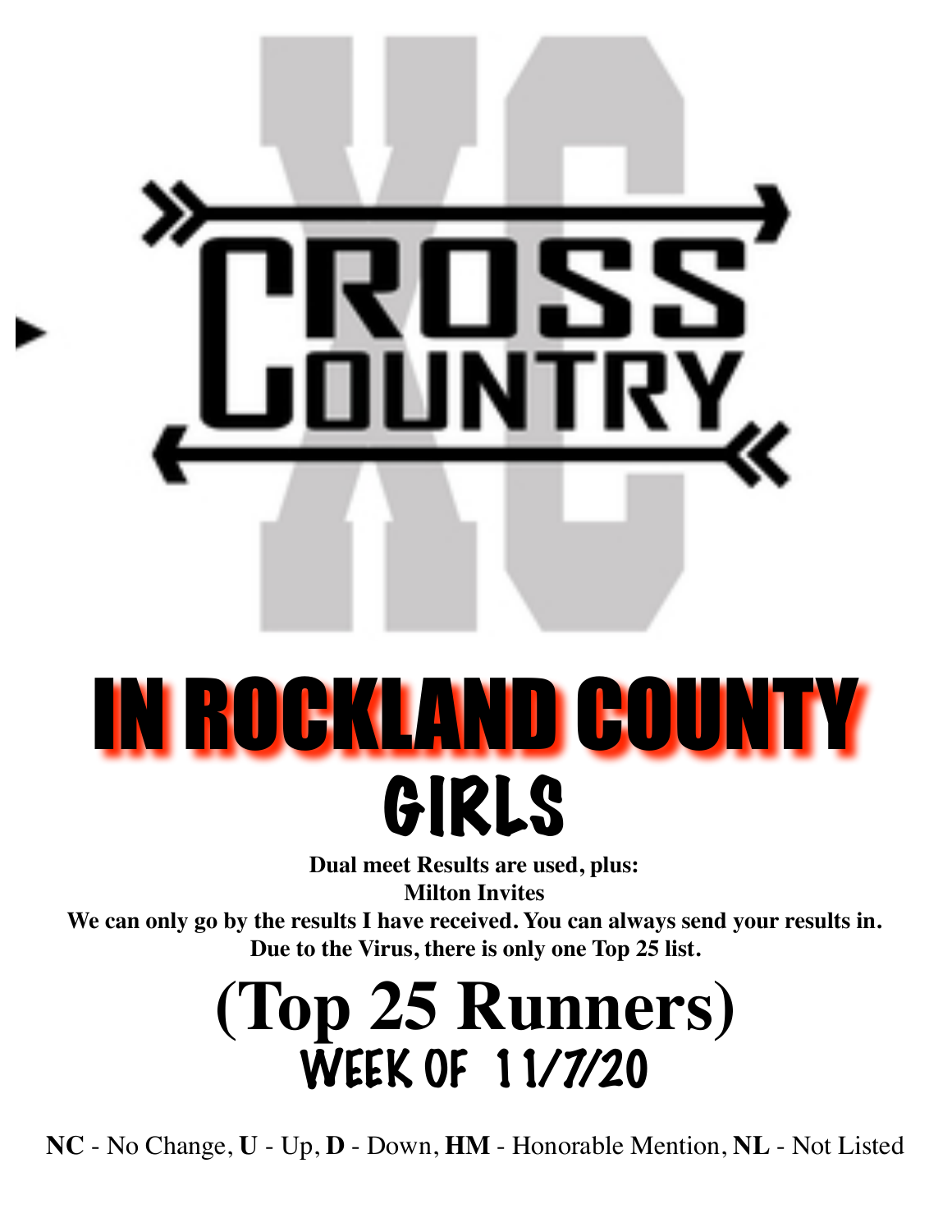CROSS COUNTRY

# IN ROCKLAND COUNTY

## GIRLS

**Dual meet Results are used, plus:**

**Milton Invites**

**We can only go by the results I have received. You can always send your results in.**

**Due to the Virus, there is only one Top 25 list.**

# (Top 25 Runners)

## WEEK OF 11/7/20

**NC** - No Change, **U** - Up, **D** - Down, **HM** - Honorable Mention, **NL** - Not Listed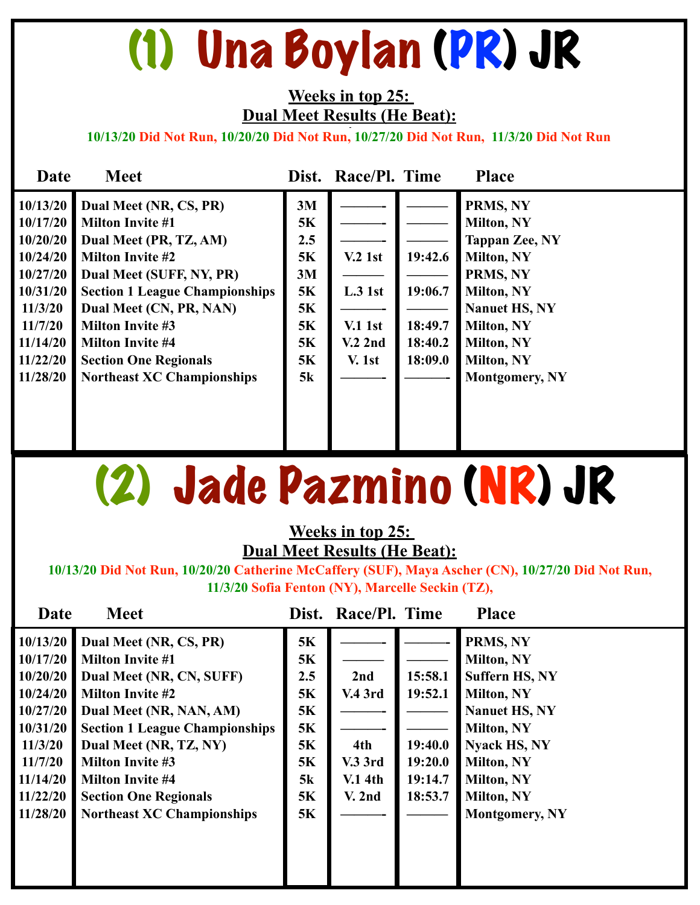# (1) Una Boylan (PR) JR

**Weeks in top 25:**

**Dual Meet Results (He Beat):**

10/13/20 Did Not Run, 10/20/20 Did Not Run, 10/27/20 Did Not Run, 11/3/20 Did Not Run

| Date | Meet | Dist. | Race/Pl. | Time | Place |
|---|---|---|---|---|---|
| 10/13/20 | Dual Meet (NR, CS, PR) | 3M | -------- | -------- | PRMS, NY |
| 10/17/20 | Milton Invite #1 | 5K | -------- | -------- | Milton, NY |
| 10/20/20 | Dual Meet (PR, TZ, AM) | 2.5 | -------- | -------- | Tappan Zee, NY |
| 10/24/20 | Milton Invite #2 | 5K | V.2 1st | 19:42.6 | Milton, NY |
| 10/27/20 | Dual Meet (SUFF, NY, PR) | 3M | -------- | -------- | PRMS, NY |
| 10/31/20 | Section 1 League Championships | 5K | L.3 1st | 19:06.7 | Milton, NY |
| 11/3/20 | Dual Meet (CN, PR, NAN) | 5K | -------- | -------- | Nanuet HS, NY |
| 11/7/20 | Milton Invite #3 | 5K | V.1 1st | 18:49.7 | Milton, NY |
| 11/14/20 | Milton Invite #4 | 5K | V.2 2nd | 18:40.2 | Milton, NY |
| 11/22/20 | Section One Regionals | 5K | V. 1st | 18:09.0 | Milton, NY |
| 11/28/20 | Northeast XC Championships | 5k | -------- | -------- | Montgomery, NY |

# (2) Jade Pazmino (NR) JR

**Weeks in top 25:**

**Dual Meet Results (He Beat):**

10/13/20 Did Not Run, 10/20/20 Catherine McCaffery (SUF), Maya Ascher (CN), 10/27/20 Did Not Run, 11/3/20 Sofia Fenton (NY), Marcelle Seckin (TZ),

| Date | Meet | Dist. | Race/Pl. | Time | Place |
|---|---|---|---|---|---|
| 10/13/20 | Dual Meet (NR, CS, PR) | 5K | -------- | -------- | PRMS, NY |
| 10/17/20 | Milton Invite #1 | 5K | -------- | -------- | Milton, NY |
| 10/20/20 | Dual Meet (NR, CN, SUFF) | 2.5 | 2nd | 15:58.1 | Suffern HS, NY |
| 10/24/20 | Milton Invite #2 | 5K | V.4 3rd | 19:52.1 | Milton, NY |
| 10/27/20 | Dual Meet (NR, NAN, AM) | 5K | -------- | -------- | Nanuet HS, NY |
| 10/31/20 | Section 1 League Championships | 5K | -------- | -------- | Milton, NY |
| 11/3/20 | Dual Meet (NR, TZ, NY) | 5K | 4th | 19:40.0 | Nyack HS, NY |
| 11/7/20 | Milton Invite #3 | 5K | V.3 3rd | 19:20.0 | Milton, NY |
| 11/14/20 | Milton Invite #4 | 5k | V.1 4th | 19:14.7 | Milton, NY |
| 11/22/20 | Section One Regionals | 5K | V. 2nd | 18:53.7 | Milton, NY |
| 11/28/20 | Northeast XC Championships | 5K | -------- | -------- | Montgomery, NY |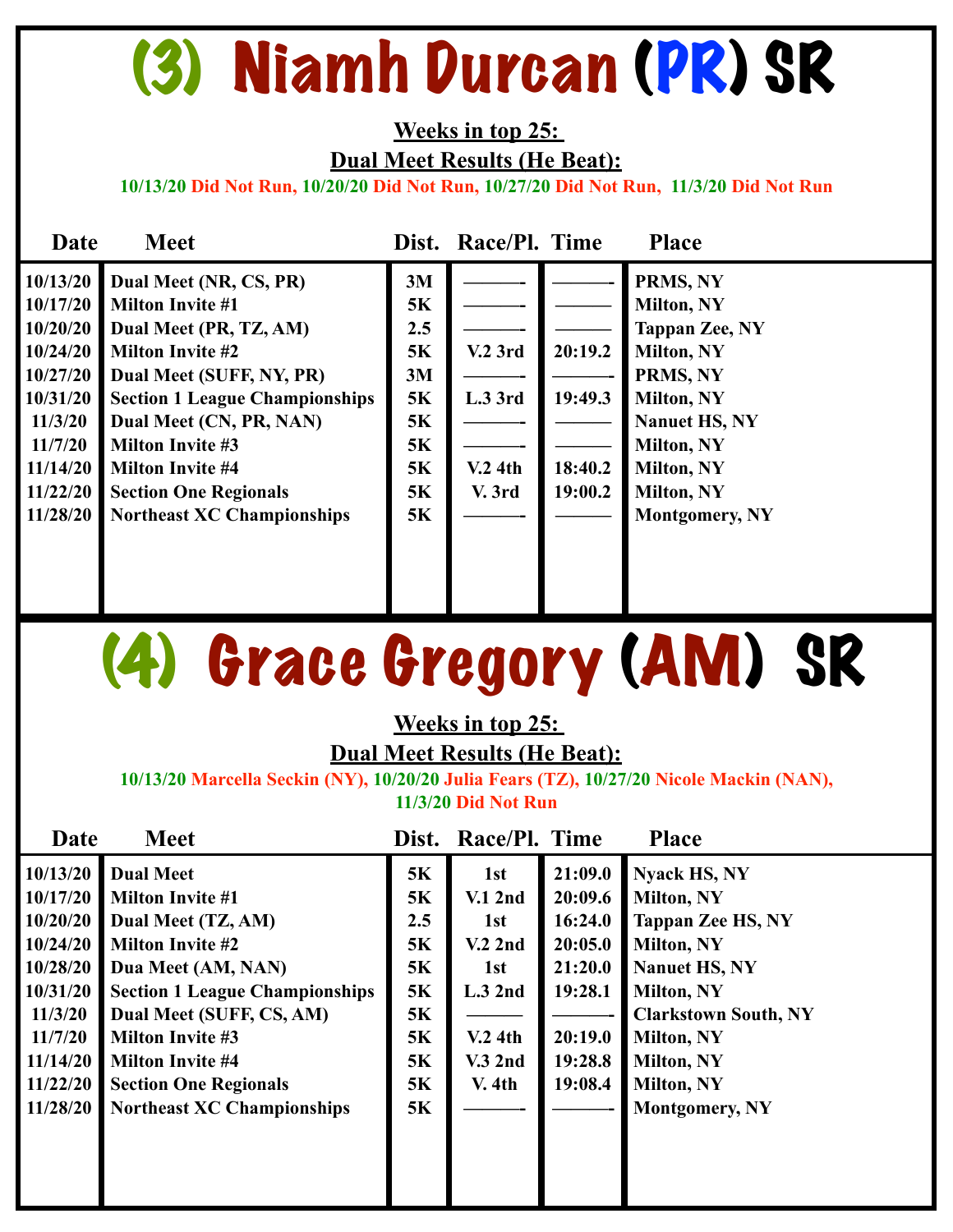# (3) Niamh Durcan (PR) SR

**Weeks in top 25:**

**Dual Meet Results (He Beat):**

10/13/20 Did Not Run, 10/20/20 Did Not Run, 10/27/20 Did Not Run, 11/3/20 Did Not Run

| Date | Meet | Dist. | Race/Pl. | Time | Place |
|---|---|---|---|---|---|
| 10/13/20 | Dual Meet (NR, CS, PR) | 3M | ———- | ———- | PRMS, NY |
| 10/17/20 | Milton Invite #1 | 5K | ———- | ——— | Milton, NY |
| 10/20/20 | Dual Meet (PR, TZ, AM) | 2.5 | ———- | ——— | Tappan Zee, NY |
| 10/24/20 | Milton Invite #2 | 5K | V.2 3rd | 20:19.2 | Milton, NY |
| 10/27/20 | Dual Meet (SUFF, NY, PR) | 3M | ———- | ———- | PRMS, NY |
| 10/31/20 | Section 1 League Championships | 5K | L.3 3rd | 19:49.3 | Milton, NY |
| 11/3/20 | Dual Meet (CN, PR, NAN) | 5K | ———- | ——— | Nanuet HS, NY |
| 11/7/20 | Milton Invite #3 | 5K | ———- | ——— | Milton, NY |
| 11/14/20 | Milton Invite #4 | 5K | V.2 4th | 18:40.2 | Milton, NY |
| 11/22/20 | Section One Regionals | 5K | V. 3rd | 19:00.2 | Milton, NY |
| 11/28/20 | Northeast XC Championships | 5K | ———- | ——— | Montgomery, NY |

# (4) Grace Gregory (AM) SR

**Weeks in top 25:**

**Dual Meet Results (He Beat):**

10/13/20 Marcella Seckin (NY), 10/20/20 Julia Fears (TZ), 10/27/20 Nicole Mackin (NAN), 11/3/20 Did Not Run

| Date | Meet | Dist. | Race/Pl. | Time | Place |
|---|---|---|---|---|---|
| 10/13/20 | Dual Meet | 5K | 1st | 21:09.0 | Nyack HS, NY |
| 10/17/20 | Milton Invite #1 | 5K | V.1 2nd | 20:09.6 | Milton, NY |
| 10/20/20 | Dual Meet (TZ, AM) | 2.5 | 1st | 16:24.0 | Tappan Zee HS, NY |
| 10/24/20 | Milton Invite #2 | 5K | V.2 2nd | 20:05.0 | Milton, NY |
| 10/28/20 | Dua Meet (AM, NAN) | 5K | 1st | 21:20.0 | Nanuet HS, NY |
| 10/31/20 | Section 1 League Championships | 5K | L.3 2nd | 19:28.1 | Milton, NY |
| 11/3/20 | Dual Meet (SUFF, CS, AM) | 5K | ——— | ———- | Clarkstown South, NY |
| 11/7/20 | Milton Invite #3 | 5K | V.2 4th | 20:19.0 | Milton, NY |
| 11/14/20 | Milton Invite #4 | 5K | V.3 2nd | 19:28.8 | Milton, NY |
| 11/22/20 | Section One Regionals | 5K | V. 4th | 19:08.4 | Milton, NY |
| 11/28/20 | Northeast XC Championships | 5K | ———- | ———- | Montgomery, NY |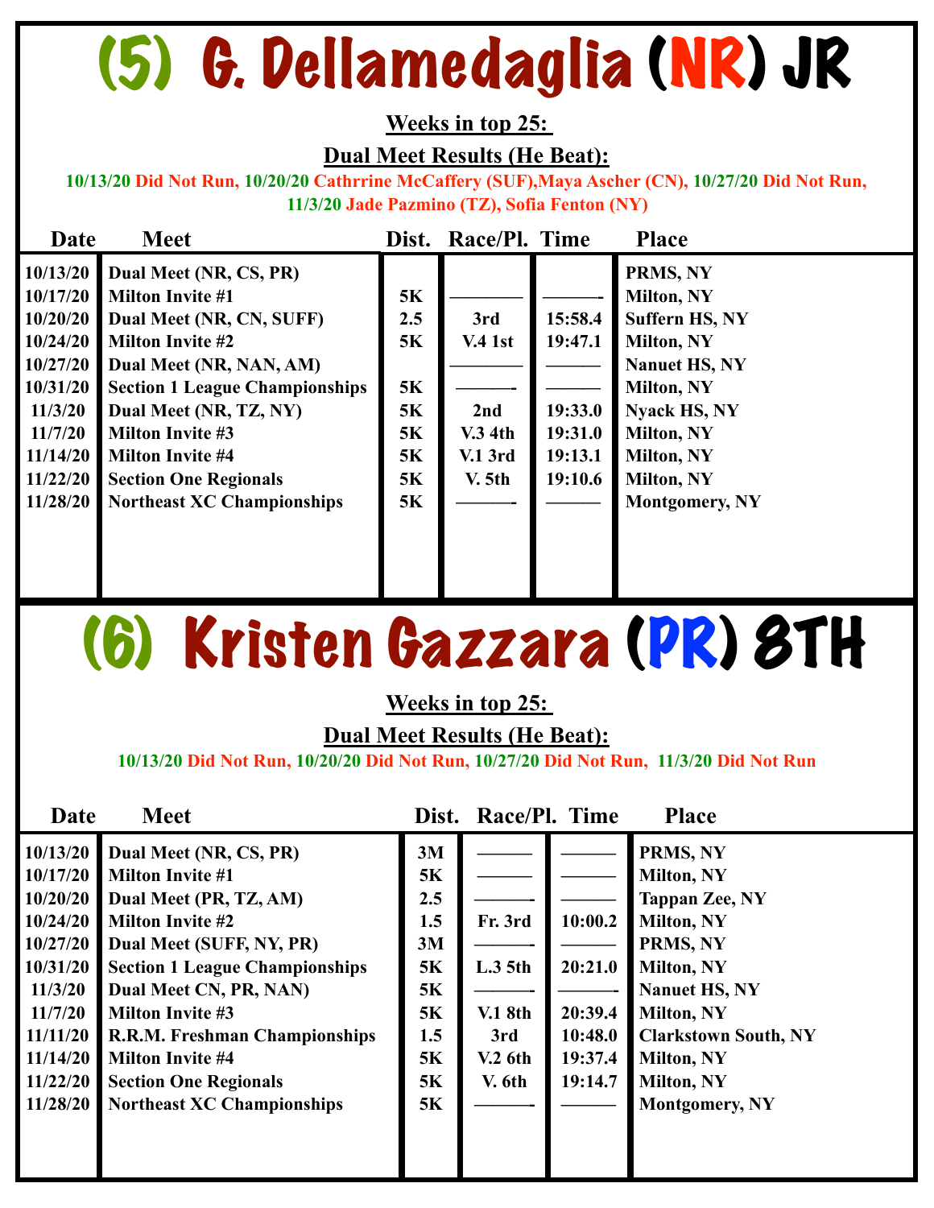# (5) G. Dellamedaglia (NR) JR

**Weeks in top 25:**

**Dual Meet Results (He Beat):**

**10/13/20 Did Not Run, 10/20/20 Cathrrine McCaffery (SUF),Maya Ascher (CN), 10/27/20 Did Not Run, 11/3/20 Jade Pazmino (TZ), Sofia Fenton (NY)**

| Date | Meet | Dist. | Race/Pl. | Time | Place |
|---|---|---|---|---|---|
| 10/13/20 | Dual Meet (NR, CS, PR) | | | | PRMS, NY |
| 10/17/20 | Milton Invite #1 | 5K | ———— | ——— | Milton, NY |
| 10/20/20 | Dual Meet (NR, CN, SUFF) | 2.5 | 3rd | 15:58.4 | Suffern HS, NY |
| 10/24/20 | Milton Invite #2 | 5K | V.4 1st | 19:47.1 | Milton, NY |
| 10/27/20 | Dual Meet (NR, NAN, AM) | | ———— | ——— | Nanuet HS, NY |
| 10/31/20 | Section 1 League Championships | 5K | ——— | ——— | Milton, NY |
| 11/3/20 | Dual Meet (NR, TZ, NY) | 5K | 2nd | 19:33.0 | Nyack HS, NY |
| 11/7/20 | Milton Invite #3 | 5K | V.3 4th | 19:31.0 | Milton, NY |
| 11/14/20 | Milton Invite #4 | 5K | V.1 3rd | 19:13.1 | Milton, NY |
| 11/22/20 | Section One Regionals | 5K | V. 5th | 19:10.6 | Milton, NY |
| 11/28/20 | Northeast XC Championships | 5K | ——— | ——— | Montgomery, NY |

# (6) Kristen Gazzara (PR) 8TH

**Weeks in top 25:**

**Dual Meet Results (He Beat):**

**10/13/20 Did Not Run, 10/20/20 Did Not Run, 10/27/20 Did Not Run, 11/3/20 Did Not Run**

| Date | Meet | Dist. | Race/Pl. | Time | Place |
|---|---|---|---|---|---|
| 10/13/20 | Dual Meet (NR, CS, PR) | 3M | ——— | ——— | PRMS, NY |
| 10/17/20 | Milton Invite #1 | 5K | ——— | ——— | Milton, NY |
| 10/20/20 | Dual Meet (PR, TZ, AM) | 2.5 | ——— | ——— | Tappan Zee, NY |
| 10/24/20 | Milton Invite #2 | 1.5 | Fr. 3rd | 10:00.2 | Milton, NY |
| 10/27/20 | Dual Meet (SUFF, NY, PR) | 3M | ——— | ——— | PRMS, NY |
| 10/31/20 | Section 1 League Championships | 5K | L.3 5th | 20:21.0 | Milton, NY |
| 11/3/20 | Dual Meet CN, PR, NAN) | 5K | ——— | ——— | Nanuet HS, NY |
| 11/7/20 | Milton Invite #3 | 5K | V.1 8th | 20:39.4 | Milton, NY |
| 11/11/20 | R.R.M. Freshman Championships | 1.5 | 3rd | 10:48.0 | Clarkstown South, NY |
| 11/14/20 | Milton Invite #4 | 5K | V.2 6th | 19:37.4 | Milton, NY |
| 11/22/20 | Section One Regionals | 5K | V. 6th | 19:14.7 | Milton, NY |
| 11/28/20 | Northeast XC Championships | 5K | ——— | ——— | Montgomery, NY |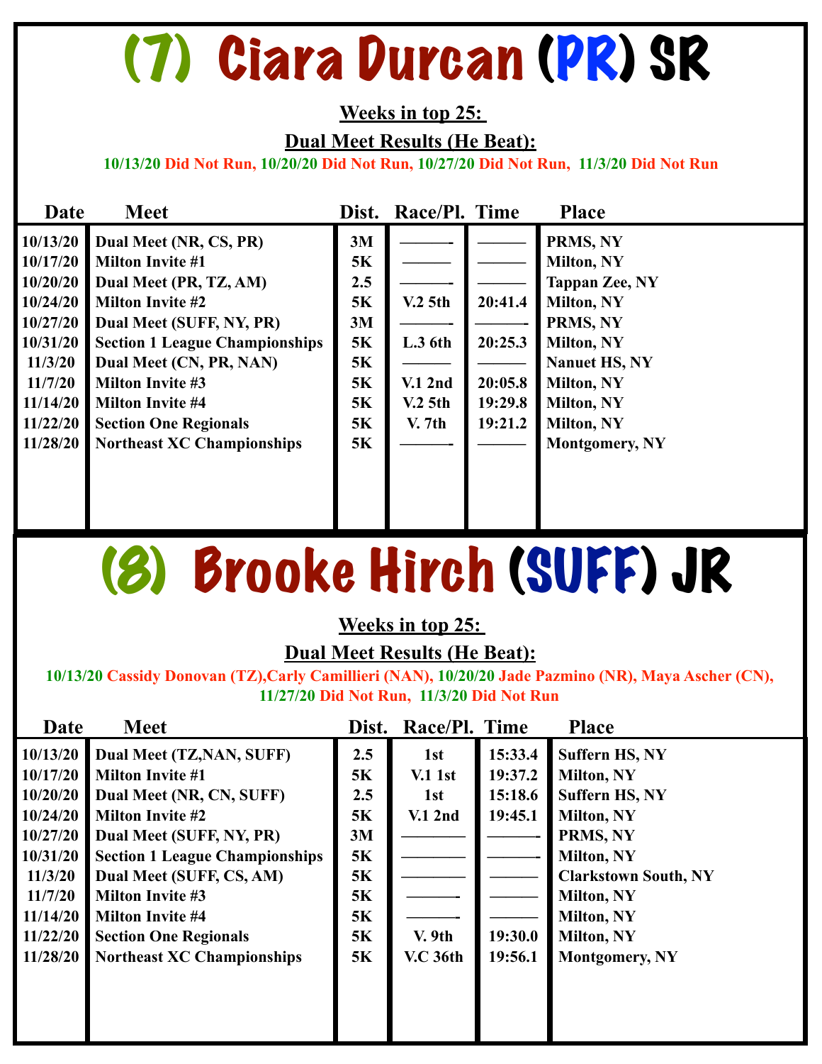# (7) Ciara Durcan (PR) SR

**Weeks in top 25:**

**Dual Meet Results (He Beat):**

10/13/20 Did Not Run, 10/20/20 Did Not Run, 10/27/20 Did Not Run, 11/3/20 Did Not Run

| Date | Meet | Dist. | Race/Pl. | Time | Place |
|---|---|---|---|---|---|
| 10/13/20 | Dual Meet (NR, CS, PR) | 3M | ——— | ——— | PRMS, NY |
| 10/17/20 | Milton Invite #1 | 5K | ——— | ——— | Milton, NY |
| 10/20/20 | Dual Meet (PR, TZ, AM) | 2.5 | ——— | ——— | Tappan Zee, NY |
| 10/24/20 | Milton Invite #2 | 5K | V.2 5th | 20:41.4 | Milton, NY |
| 10/27/20 | Dual Meet (SUFF, NY, PR) | 3M | ——— | ——— | PRMS, NY |
| 10/31/20 | Section 1 League Championships | 5K | L.3 6th | 20:25.3 | Milton, NY |
| 11/3/20 | Dual Meet (CN, PR, NAN) | 5K | ——— | ——— | Nanuet HS, NY |
| 11/7/20 | Milton Invite #3 | 5K | V.1 2nd | 20:05.8 | Milton, NY |
| 11/14/20 | Milton Invite #4 | 5K | V.2 5th | 19:29.8 | Milton, NY |
| 11/22/20 | Section One Regionals | 5K | V. 7th | 19:21.2 | Milton, NY |
| 11/28/20 | Northeast XC Championships | 5K | ——— | ——— | Montgomery, NY |

# (8) Brooke Hirch (SUFF) JR

**Weeks in top 25:**

**Dual Meet Results (He Beat):**

10/13/20 Cassidy Donovan (TZ),Carly Camillieri (NAN), 10/20/20 Jade Pazmino (NR), Maya Ascher (CN), 11/27/20 Did Not Run, 11/3/20 Did Not Run

| Date | Meet | Dist. | Race/Pl. | Time | Place |
|---|---|---|---|---|---|
| 10/13/20 | Dual Meet (TZ,NAN, SUFF) | 2.5 | 1st | 15:33.4 | Suffern HS, NY |
| 10/17/20 | Milton Invite #1 | 5K | V.1 1st | 19:37.2 | Milton, NY |
| 10/20/20 | Dual Meet (NR, CN, SUFF) | 2.5 | 1st | 15:18.6 | Suffern HS, NY |
| 10/24/20 | Milton Invite #2 | 5K | V.1 2nd | 19:45.1 | Milton, NY |
| 10/27/20 | Dual Meet (SUFF, NY, PR) | 3M | ——— | ——— | PRMS, NY |
| 10/31/20 | Section 1 League Championships | 5K | ——— | ——— | Milton, NY |
| 11/3/20 | Dual Meet (SUFF, CS, AM) | 5K | ——— | ——— | Clarkstown South, NY |
| 11/7/20 | Milton Invite #3 | 5K | ——— | ——— | Milton, NY |
| 11/14/20 | Milton Invite #4 | 5K | ——— | ——— | Milton, NY |
| 11/22/20 | Section One Regionals | 5K | V. 9th | 19:30.0 | Milton, NY |
| 11/28/20 | Northeast XC Championships | 5K | V.C 36th | 19:56.1 | Montgomery, NY |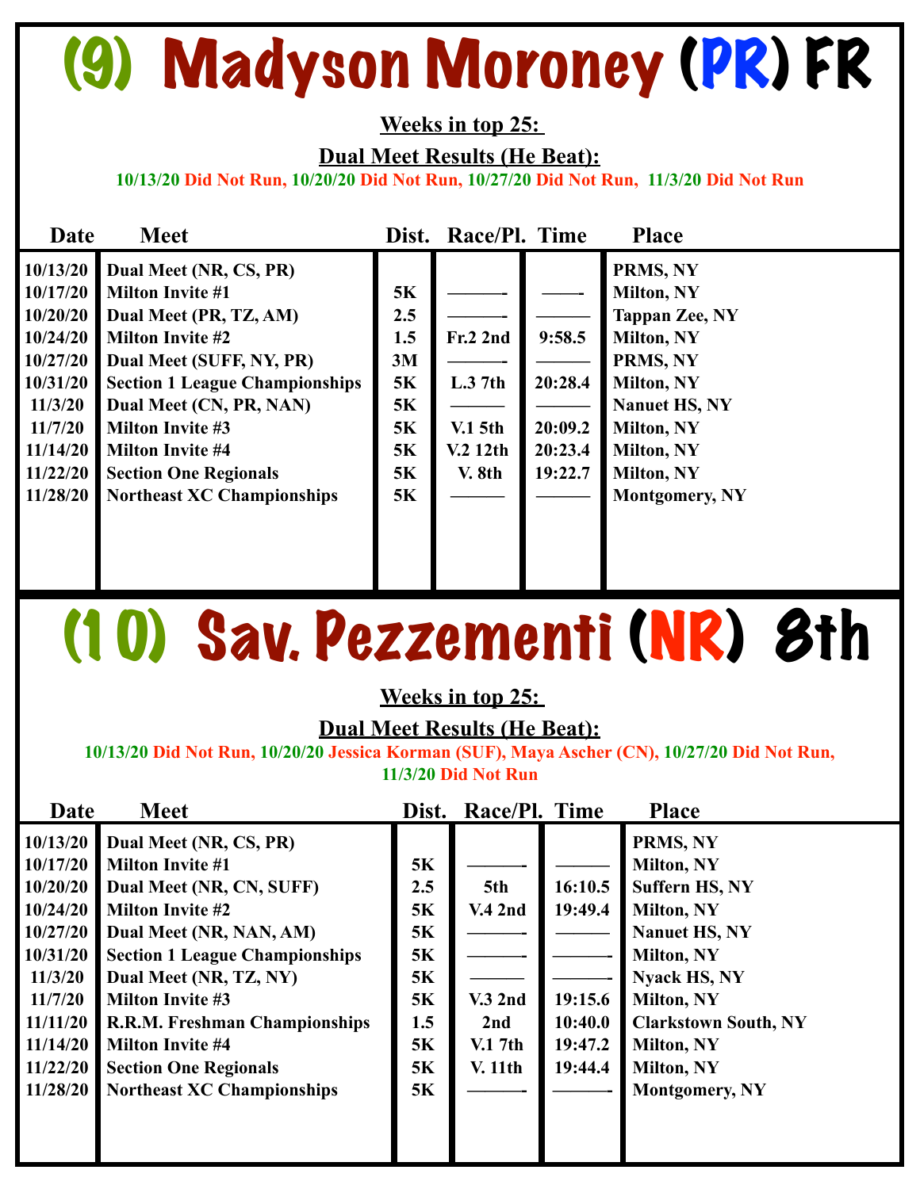# (9) Madyson Moroney (PR) FR

**Weeks in top 25:**

**Dual Meet Results (He Beat):**

10/13/20 Did Not Run, 10/20/20 Did Not Run, 10/27/20 Did Not Run, 11/3/20 Did Not Run

| Date | Meet | Dist. | Race/Pl. | Time | Place |
|---|---|---|---|---|---|
| 10/13/20 | Dual Meet (NR, CS, PR) | | | | PRMS, NY |
| 10/17/20 | Milton Invite #1 | 5K | ——- | ——- | Milton, NY |
| 10/20/20 | Dual Meet (PR, TZ, AM) | 2.5 | ——- | ——— | Tappan Zee, NY |
| 10/24/20 | Milton Invite #2 | 1.5 | Fr.2 2nd | 9:58.5 | Milton, NY |
| 10/27/20 | Dual Meet (SUFF, NY, PR) | 3M | ——- | ——— | PRMS, NY |
| 10/31/20 | Section 1 League Championships | 5K | L.3 7th | 20:28.4 | Milton, NY |
| 11/3/20 | Dual Meet (CN, PR, NAN) | 5K | ——— | ——— | Nanuet HS, NY |
| 11/7/20 | Milton Invite #3 | 5K | V.1 5th | 20:09.2 | Milton, NY |
| 11/14/20 | Milton Invite #4 | 5K | V.2 12th | 20:23.4 | Milton, NY |
| 11/22/20 | Section One Regionals | 5K | V. 8th | 19:22.7 | Milton, NY |
| 11/28/20 | Northeast XC Championships | 5K | ——— | ——— | Montgomery, NY |

# (10) Sav. Pezzementi (NR) 8th

**Weeks in top 25:**

**Dual Meet Results (He Beat):**

10/13/20 Did Not Run, 10/20/20 Jessica Korman (SUF), Maya Ascher (CN), 10/27/20 Did Not Run, 11/3/20 Did Not Run

| Date | Meet | Dist. | Race/Pl. | Time | Place |
|---|---|---|---|---|---|
| 10/13/20 | Dual Meet (NR, CS, PR) | | | | PRMS, NY |
| 10/17/20 | Milton Invite #1 | 5K | ——- | ——— | Milton, NY |
| 10/20/20 | Dual Meet (NR, CN, SUFF) | 2.5 | 5th | 16:10.5 | Suffern HS, NY |
| 10/24/20 | Milton Invite #2 | 5K | V.4 2nd | 19:49.4 | Milton, NY |
| 10/27/20 | Dual Meet (NR, NAN, AM) | 5K | ——- | ——— | Nanuet HS, NY |
| 10/31/20 | Section 1 League Championships | 5K | ——- | ——- | Milton, NY |
| 11/3/20 | Dual Meet (NR, TZ, NY) | 5K | ——— | ——- | Nyack HS, NY |
| 11/7/20 | Milton Invite #3 | 5K | V.3 2nd | 19:15.6 | Milton, NY |
| 11/11/20 | R.R.M. Freshman Championships | 1.5 | 2nd | 10:40.0 | Clarkstown South, NY |
| 11/14/20 | Milton Invite #4 | 5K | V.1 7th | 19:47.2 | Milton, NY |
| 11/22/20 | Section One Regionals | 5K | V. 11th | 19:44.4 | Milton, NY |
| 11/28/20 | Northeast XC Championships | 5K | ——- | ——- | Montgomery, NY |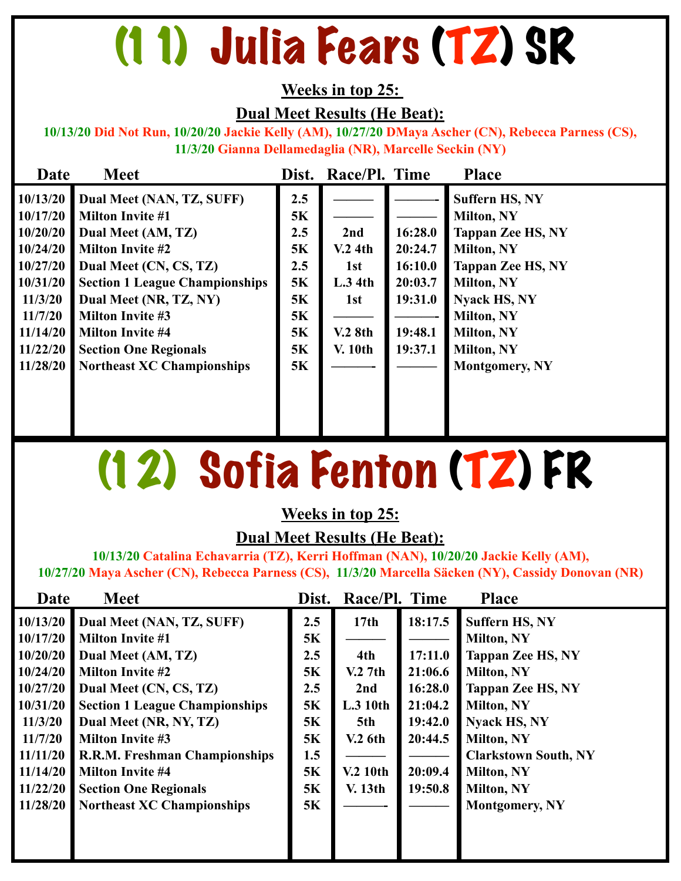# (11) Julia Fears (TZ) SR

**Weeks in top 25:**

**Dual Meet Results (He Beat):**

**10/13/20 Did Not Run, 10/20/20 Jackie Kelly (AM), 10/27/20 DMaya Ascher (CN), Rebecca Parness (CS), 11/3/20 Gianna Dellamedaglia (NR), Marcelle Seckin (NY)**

| Date | Meet | Dist. | Race/Pl. | Time | Place |
|---|---|---|---|---|---|
| 10/13/20 | Dual Meet (NAN, TZ, SUFF) | 2.5 | ——— | ——— | Suffern HS, NY |
| 10/17/20 | Milton Invite #1 | 5K | ——— | ——— | Milton, NY |
| 10/20/20 | Dual Meet (AM, TZ) | 2.5 | 2nd | 16:28.0 | Tappan Zee HS, NY |
| 10/24/20 | Milton Invite #2 | 5K | V.2 4th | 20:24.7 | Milton, NY |
| 10/27/20 | Dual Meet (CN, CS, TZ) | 2.5 | 1st | 16:10.0 | Tappan Zee HS, NY |
| 10/31/20 | Section 1 League Championships | 5K | L.3 4th | 20:03.7 | Milton, NY |
| 11/3/20 | Dual Meet (NR, TZ, NY) | 5K | 1st | 19:31.0 | Nyack HS, NY |
| 11/7/20 | Milton Invite #3 | 5K | ——— | ——— | Milton, NY |
| 11/14/20 | Milton Invite #4 | 5K | V.2 8th | 19:48.1 | Milton, NY |
| 11/22/20 | Section One Regionals | 5K | V. 10th | 19:37.1 | Milton, NY |
| 11/28/20 | Northeast XC Championships | 5K | ——— | ——— | Montgomery, NY |

# (12) Sofia Fenton (TZ) FR

**Weeks in top 25:**

**Dual Meet Results (He Beat):**

**10/13/20 Catalina Echavarria (TZ), Kerri Hoffman (NAN), 10/20/20 Jackie Kelly (AM), 10/27/20 Maya Ascher (CN), Rebecca Parness (CS), 11/3/20 Marcella Säcken (NY), Cassidy Donovan (NR)**

| Date | Meet | Dist. | Race/Pl. | Time | Place |
|---|---|---|---|---|---|
| 10/13/20 | Dual Meet (NAN, TZ, SUFF) | 2.5 | 17th | 18:17.5 | Suffern HS, NY |
| 10/17/20 | Milton Invite #1 | 5K | ——— | ——— | Milton, NY |
| 10/20/20 | Dual Meet (AM, TZ) | 2.5 | 4th | 17:11.0 | Tappan Zee HS, NY |
| 10/24/20 | Milton Invite #2 | 5K | V.2 7th | 21:06.6 | Milton, NY |
| 10/27/20 | Dual Meet (CN, CS, TZ) | 2.5 | 2nd | 16:28.0 | Tappan Zee HS, NY |
| 10/31/20 | Section 1 League Championships | 5K | L.3 10th | 21:04.2 | Milton, NY |
| 11/3/20 | Dual Meet (NR, NY, TZ) | 5K | 5th | 19:42.0 | Nyack HS, NY |
| 11/7/20 | Milton Invite #3 | 5K | V.2 6th | 20:44.5 | Milton, NY |
| 11/11/20 | R.R.M. Freshman Championships | 1.5 | ——— | ——— | Clarkstown South, NY |
| 11/14/20 | Milton Invite #4 | 5K | V.2 10th | 20:09.4 | Milton, NY |
| 11/22/20 | Section One Regionals | 5K | V. 13th | 19:50.8 | Milton, NY |
| 11/28/20 | Northeast XC Championships | 5K | ——— | ——— | Montgomery, NY |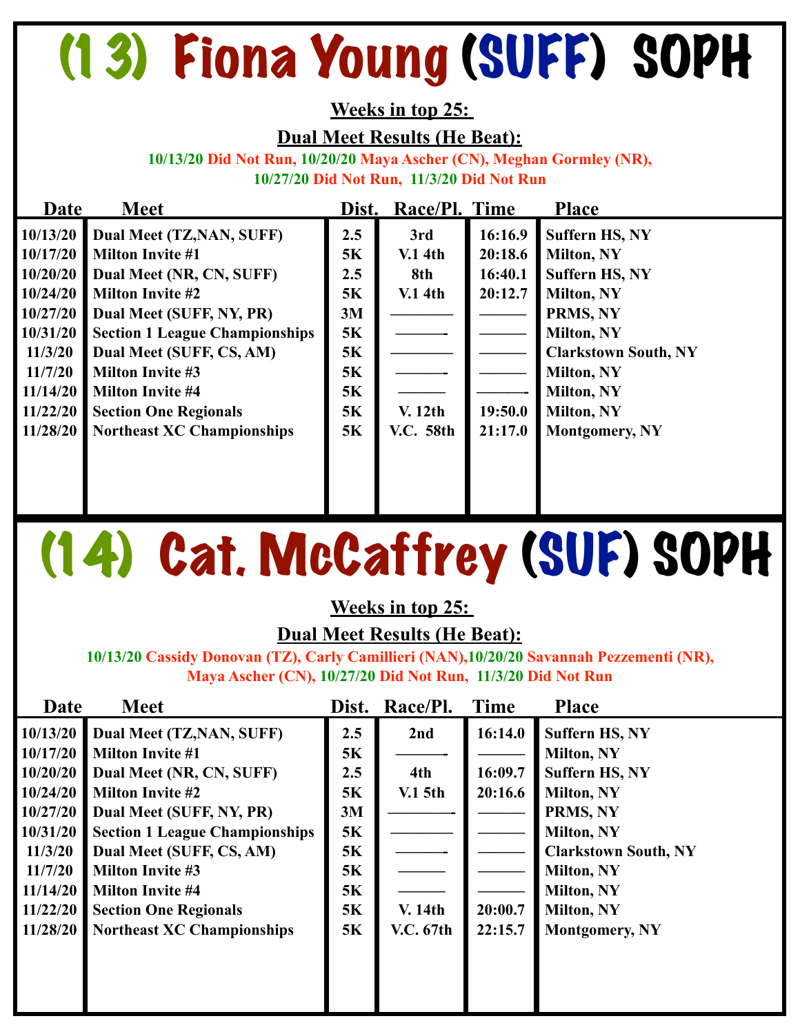# (13) Fiona Young (SUFF) SOPH

**Weeks in top 25:**

**Dual Meet Results (He Beat):**

**10/13/20 Did Not Run, 10/20/20 Maya Ascher (CN), Meghan Gormley (NR), 10/27/20 Did Not Run, 11/3/20 Did Not Run**

| Date | Meet | Dist. | Race/Pl. | Time | Place |
|---|---|---|---|---|---|
| 10/13/20 | Dual Meet (TZ,NAN, SUFF) | 2.5 | 3rd | 16:16.9 | Suffern HS, NY |
| 10/17/20 | Milton Invite #1 | 5K | V.1 4th | 20:18.6 | Milton, NY |
| 10/20/20 | Dual Meet (NR, CN, SUFF) | 2.5 | 8th | 16:40.1 | Suffern HS, NY |
| 10/24/20 | Milton Invite #2 | 5K | V.1 4th | 20:12.7 | Milton, NY |
| 10/27/20 | Dual Meet (SUFF, NY, PR) | 3M | ———— | ——— | PRMS, NY |
| 10/31/20 | Section 1 League Championships | 5K | ———- | ——— | Milton, NY |
| 11/3/20 | Dual Meet (SUFF, CS, AM) | 5K | ———— | ——— | Clarkstown South, NY |
| 11/7/20 | Milton Invite #3 | 5K | ———- | ——— | Milton, NY |
| 11/14/20 | Milton Invite #4 | 5K | ——— | ———- | Milton, NY |
| 11/22/20 | Section One Regionals | 5K | V. 12th | 19:50.0 | Milton, NY |
| 11/28/20 | Northeast XC Championships | 5K | V.C. 58th | 21:17.0 | Montgomery, NY |

# (14) Cat. McCaffrey (SUF) SOPH

**Weeks in top 25:**

**Dual Meet Results (He Beat):**

**10/13/20 Cassidy Donovan (TZ), Carly Camillieri (NAN),10/20/20 Savannah Pezzementi (NR), Maya Ascher (CN), 10/27/20 Did Not Run, 11/3/20 Did Not Run**

| Date | Meet | Dist. | Race/Pl. | Time | Place |
|---|---|---|---|---|---|
| 10/13/20 | Dual Meet (TZ,NAN, SUFF) | 2.5 | 2nd | 16:14.0 | Suffern HS, NY |
| 10/17/20 | Milton Invite #1 | 5K | ———- | ——— | Milton, NY |
| 10/20/20 | Dual Meet (NR, CN, SUFF) | 2.5 | 4th | 16:09.7 | Suffern HS, NY |
| 10/24/20 | Milton Invite #2 | 5K | V.1 5th | 20:16.6 | Milton, NY |
| 10/27/20 | Dual Meet (SUFF, NY, PR) | 3M | ————- | ——— | PRMS, NY |
| 10/31/20 | Section 1 League Championships | 5K | ———— | ——— | Milton, NY |
| 11/3/20 | Dual Meet (SUFF, CS, AM) | 5K | ———- | ——— | Clarkstown South, NY |
| 11/7/20 | Milton Invite #3 | 5K | ——— | ——— | Milton, NY |
| 11/14/20 | Milton Invite #4 | 5K | ——— | ——— | Milton, NY |
| 11/22/20 | Section One Regionals | 5K | V. 14th | 20:00.7 | Milton, NY |
| 11/28/20 | Northeast XC Championships | 5K | V.C. 67th | 22:15.7 | Montgomery, NY |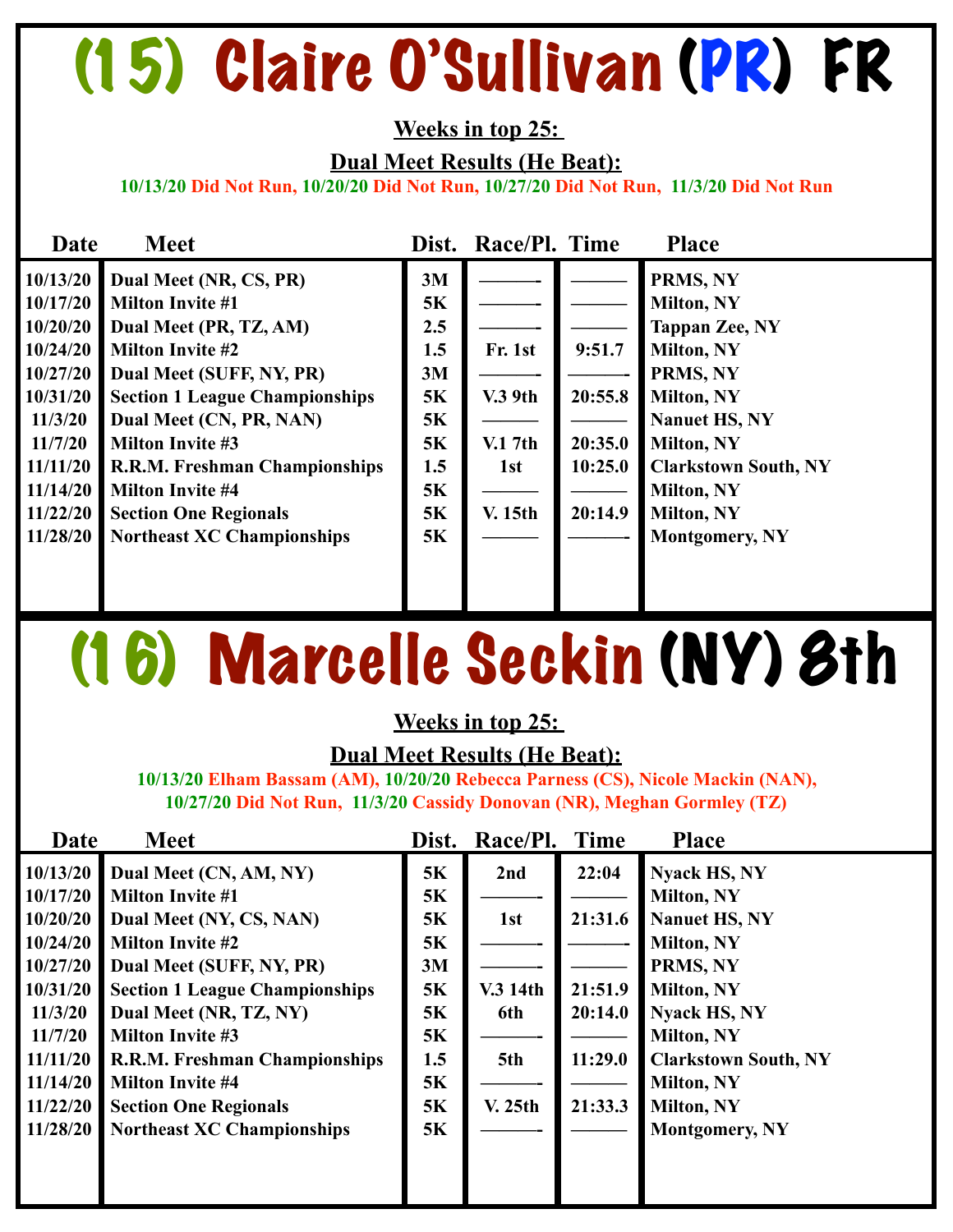# (15) Claire O'Sullivan (PR) FR

**Weeks in top 25:**

**Dual Meet Results (He Beat):**

10/13/20 Did Not Run, 10/20/20 Did Not Run, 10/27/20 Did Not Run, 11/3/20 Did Not Run

| Date | Meet | Dist. | Race/Pl. | Time | Place |
|---|---|---|---|---|---|
| 10/13/20 | Dual Meet (NR, CS, PR) | 3M | -------- | ------- | PRMS, NY |
| 10/17/20 | Milton Invite #1 | 5K | -------- | ------- | Milton, NY |
| 10/20/20 | Dual Meet (PR, TZ, AM) | 2.5 | -------- | ------- | Tappan Zee, NY |
| 10/24/20 | Milton Invite #2 | 1.5 | Fr. 1st | 9:51.7 | Milton, NY |
| 10/27/20 | Dual Meet (SUFF, NY, PR) | 3M | -------- | -------- | PRMS, NY |
| 10/31/20 | Section 1 League Championships | 5K | V.3 9th | 20:55.8 | Milton, NY |
| 11/3/20 | Dual Meet (CN, PR, NAN) | 5K | ------- | ------- | Nanuet HS, NY |
| 11/7/20 | Milton Invite #3 | 5K | V.1 7th | 20:35.0 | Milton, NY |
| 11/11/20 | R.R.M. Freshman Championships | 1.5 | 1st | 10:25.0 | Clarkstown South, NY |
| 11/14/20 | Milton Invite #4 | 5K | ------- | ------- | Milton, NY |
| 11/22/20 | Section One Regionals | 5K | V. 15th | 20:14.9 | Milton, NY |
| 11/28/20 | Northeast XC Championships | 5K | ------- | -------- | Montgomery, NY |

# (16) Marcelle Seckin (NY) 8th

**Weeks in top 25:**

**Dual Meet Results (He Beat):**

10/13/20 Elham Bassam (AM), 10/20/20 Rebecca Parness (CS), Nicole Mackin (NAN), 10/27/20 Did Not Run, 11/3/20 Cassidy Donovan (NR), Meghan Gormley (TZ)

| Date | Meet | Dist. | Race/Pl. | Time | Place |
|---|---|---|---|---|---|
| 10/13/20 | Dual Meet (CN, AM, NY) | 5K | 2nd | 22:04 | Nyack HS, NY |
| 10/17/20 | Milton Invite #1 | 5K | -------- | ------- | Milton, NY |
| 10/20/20 | Dual Meet (NY, CS, NAN) | 5K | 1st | 21:31.6 | Nanuet HS, NY |
| 10/24/20 | Milton Invite #2 | 5K | -------- | -------- | Milton, NY |
| 10/27/20 | Dual Meet (SUFF, NY, PR) | 3M | -------- | ------- | PRMS, NY |
| 10/31/20 | Section 1 League Championships | 5K | V.3 14th | 21:51.9 | Milton, NY |
| 11/3/20 | Dual Meet (NR, TZ, NY) | 5K | 6th | 20:14.0 | Nyack HS, NY |
| 11/7/20 | Milton Invite #3 | 5K | -------- | ------- | Milton, NY |
| 11/11/20 | R.R.M. Freshman Championships | 1.5 | 5th | 11:29.0 | Clarkstown South, NY |
| 11/14/20 | Milton Invite #4 | 5K | -------- | ------- | Milton, NY |
| 11/22/20 | Section One Regionals | 5K | V. 25th | 21:33.3 | Milton, NY |
| 11/28/20 | Northeast XC Championships | 5K | -------- | ------- | Montgomery, NY |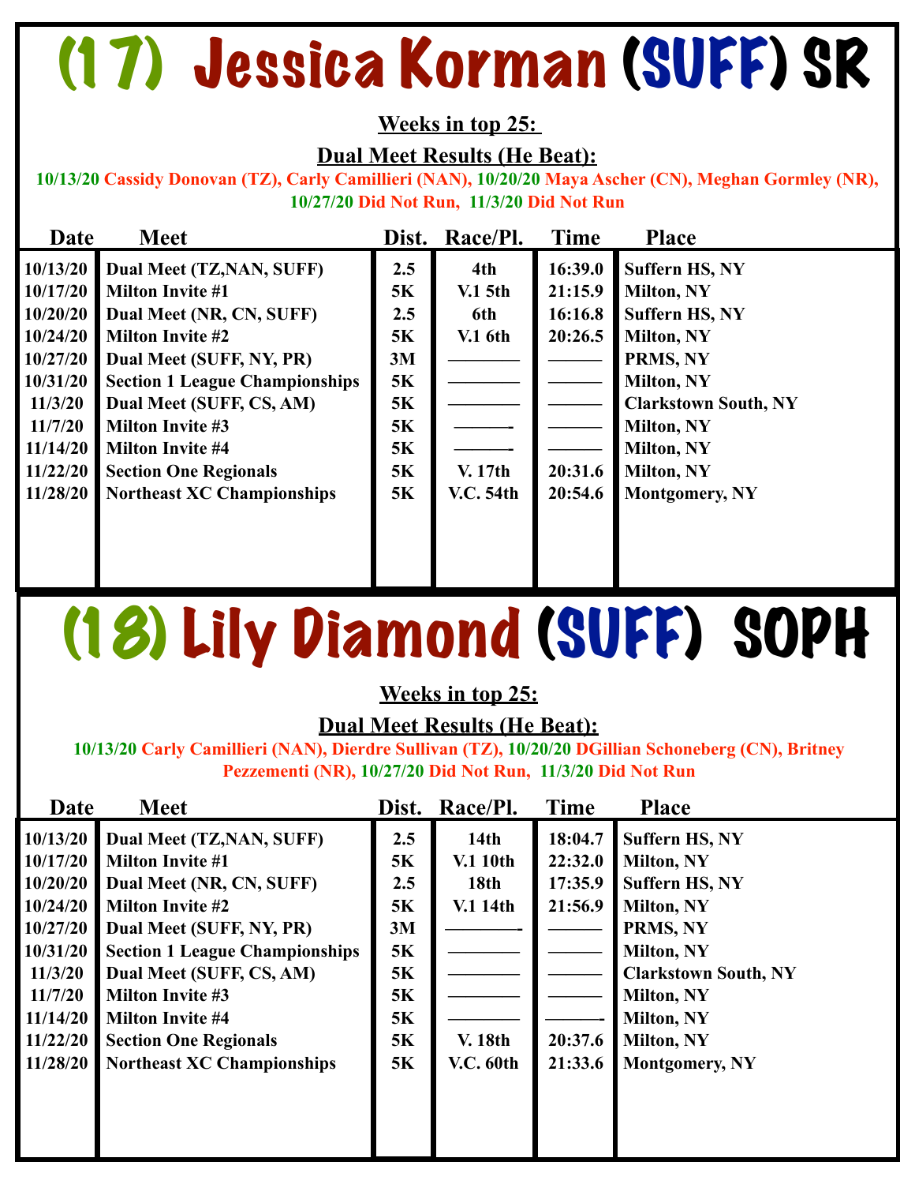# (17) Jessica Korman (SUFF) SR

**Weeks in top 25:**

**Dual Meet Results (He Beat):**

**10/13/20 Cassidy Donovan (TZ), Carly Camillieri (NAN), 10/20/20 Maya Ascher (CN), Meghan Gormley (NR), 10/27/20 Did Not Run, 11/3/20 Did Not Run**

| Date | Meet | Dist. | Race/Pl. | Time | Place |
|---|---|---|---|---|---|
| 10/13/20 | Dual Meet (TZ,NAN, SUFF) | 2.5 | 4th | 16:39.0 | Suffern HS, NY |
| 10/17/20 | Milton Invite #1 | 5K | V.1 5th | 21:15.9 | Milton, NY |
| 10/20/20 | Dual Meet (NR, CN, SUFF) | 2.5 | 6th | 16:16.8 | Suffern HS, NY |
| 10/24/20 | Milton Invite #2 | 5K | V.1 6th | 20:26.5 | Milton, NY |
| 10/27/20 | Dual Meet (SUFF, NY, PR) | 3M | ———— | ——— | PRMS, NY |
| 10/31/20 | Section 1 League Championships | 5K | ———— | ——— | Milton, NY |
| 11/3/20 | Dual Meet (SUFF, CS, AM) | 5K | ———— | ——— | Clarkstown South, NY |
| 11/7/20 | Milton Invite #3 | 5K | ———- | ——— | Milton, NY |
| 11/14/20 | Milton Invite #4 | 5K | ———- | ——— | Milton, NY |
| 11/22/20 | Section One Regionals | 5K | V. 17th | 20:31.6 | Milton, NY |
| 11/28/20 | Northeast XC Championships | 5K | V.C. 54th | 20:54.6 | Montgomery, NY |

# (18) Lily Diamond (SUFF) SOPH

**Weeks in top 25:**

**Dual Meet Results (He Beat):**

**10/13/20 Carly Camillieri (NAN), Dierdre Sullivan (TZ), 10/20/20 DGillian Schoneberg (CN), Britney Pezzementi (NR), 10/27/20 Did Not Run, 11/3/20 Did Not Run**

| Date | Meet | Dist. | Race/Pl. | Time | Place |
|---|---|---|---|---|---|
| 10/13/20 | Dual Meet (TZ,NAN, SUFF) | 2.5 | 14th | 18:04.7 | Suffern HS, NY |
| 10/17/20 | Milton Invite #1 | 5K | V.1 10th | 22:32.0 | Milton, NY |
| 10/20/20 | Dual Meet (NR, CN, SUFF) | 2.5 | 18th | 17:35.9 | Suffern HS, NY |
| 10/24/20 | Milton Invite #2 | 5K | V.1 14th | 21:56.9 | Milton, NY |
| 10/27/20 | Dual Meet (SUFF, NY, PR) | 3M | ————- | ——— | PRMS, NY |
| 10/31/20 | Section 1 League Championships | 5K | ———— | ——— | Milton, NY |
| 11/3/20 | Dual Meet (SUFF, CS, AM) | 5K | ———— | ——— | Clarkstown South, NY |
| 11/7/20 | Milton Invite #3 | 5K | ———— | ——— | Milton, NY |
| 11/14/20 | Milton Invite #4 | 5K | ———— | ———- | Milton, NY |
| 11/22/20 | Section One Regionals | 5K | V. 18th | 20:37.6 | Milton, NY |
| 11/28/20 | Northeast XC Championships | 5K | V.C. 60th | 21:33.6 | Montgomery, NY |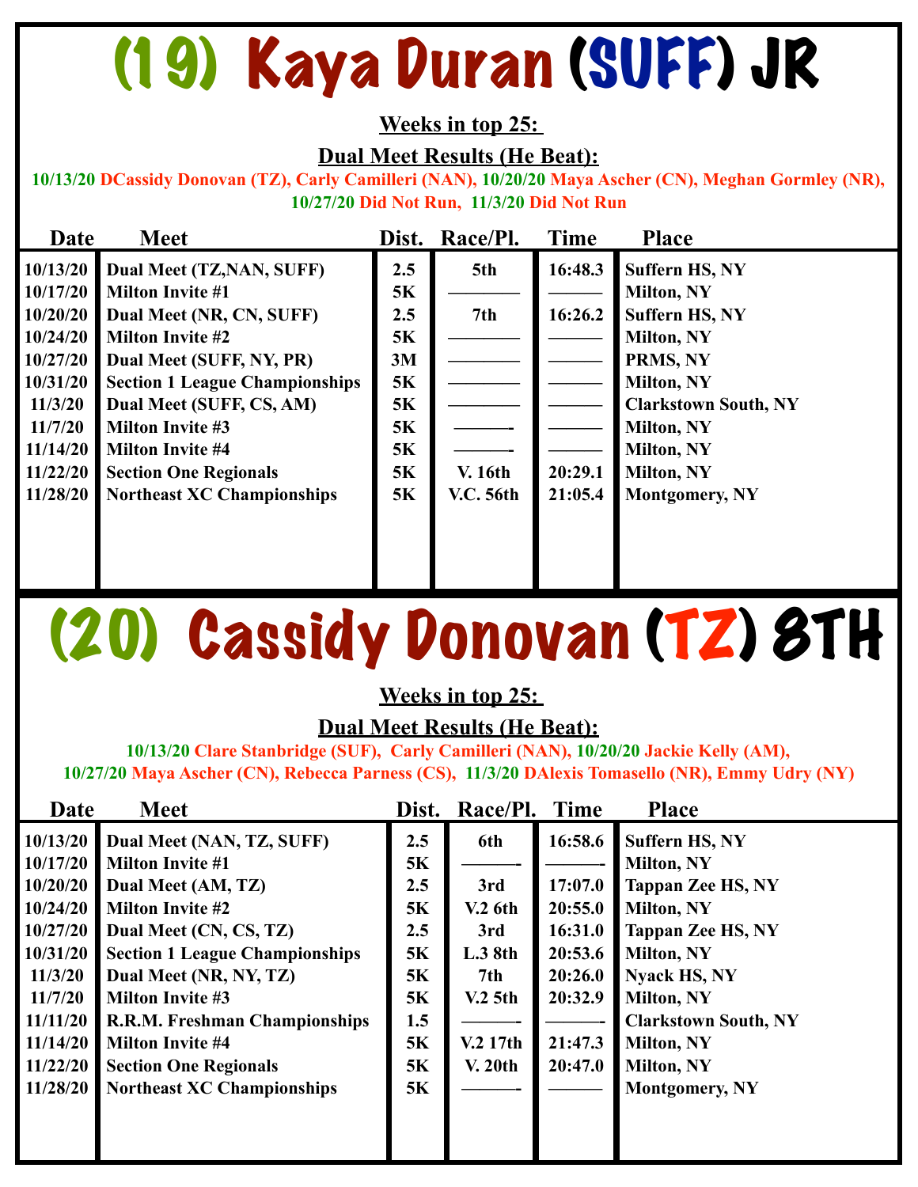# (19) Kaya Duran (SUFF) JR

**Weeks in top 25:**

**Dual Meet Results (He Beat):**

**10/13/20 DCassidy Donovan (TZ), Carly Camilleri (NAN), 10/20/20 Maya Ascher (CN), Meghan Gormley (NR), 10/27/20 Did Not Run, 11/3/20 Did Not Run**

| Date | Meet | Dist. | Race/Pl. | Time | Place |
|---|---|---|---|---|---|
| 10/13/20 | Dual Meet (TZ,NAN, SUFF) | 2.5 | 5th | 16:48.3 | Suffern HS, NY |
| 10/17/20 | Milton Invite #1 | 5K | ———— | ——— | Milton, NY |
| 10/20/20 | Dual Meet (NR, CN, SUFF) | 2.5 | 7th | 16:26.2 | Suffern HS, NY |
| 10/24/20 | Milton Invite #2 | 5K | ———— | ——— | Milton, NY |
| 10/27/20 | Dual Meet (SUFF, NY, PR) | 3M | ———— | ——— | PRMS, NY |
| 10/31/20 | Section 1 League Championships | 5K | ———— | ——— | Milton, NY |
| 11/3/20 | Dual Meet (SUFF, CS, AM) | 5K | ———— | ——— | Clarkstown South, NY |
| 11/7/20 | Milton Invite #3 | 5K | ———- | ——— | Milton, NY |
| 11/14/20 | Milton Invite #4 | 5K | ———- | ——— | Milton, NY |
| 11/22/20 | Section One Regionals | 5K | V. 16th | 20:29.1 | Milton, NY |
| 11/28/20 | Northeast XC Championships | 5K | V.C. 56th | 21:05.4 | Montgomery, NY |

# (20) Cassidy Donovan (TZ) 8TH

**Weeks in top 25:**

**Dual Meet Results (He Beat):**

**10/13/20 Clare Stanbridge (SUF), Carly Camilleri (NAN), 10/20/20 Jackie Kelly (AM), 10/27/20 Maya Ascher (CN), Rebecca Parness (CS), 11/3/20 DAlexis Tomasello (NR), Emmy Udry (NY)**

| Date | Meet | Dist. | Race/Pl. | Time | Place |
|---|---|---|---|---|---|
| 10/13/20 | Dual Meet (NAN, TZ, SUFF) | 2.5 | 6th | 16:58.6 | Suffern HS, NY |
| 10/17/20 | Milton Invite #1 | 5K | ———- | ———- | Milton, NY |
| 10/20/20 | Dual Meet (AM, TZ) | 2.5 | 3rd | 17:07.0 | Tappan Zee HS, NY |
| 10/24/20 | Milton Invite #2 | 5K | V.2 6th | 20:55.0 | Milton, NY |
| 10/27/20 | Dual Meet (CN, CS, TZ) | 2.5 | 3rd | 16:31.0 | Tappan Zee HS, NY |
| 10/31/20 | Section 1 League Championships | 5K | L.3 8th | 20:53.6 | Milton, NY |
| 11/3/20 | Dual Meet (NR, NY, TZ) | 5K | 7th | 20:26.0 | Nyack HS, NY |
| 11/7/20 | Milton Invite #3 | 5K | V.2 5th | 20:32.9 | Milton, NY |
| 11/11/20 | R.R.M. Freshman Championships | 1.5 | ———- | ———- | Clarkstown South, NY |
| 11/14/20 | Milton Invite #4 | 5K | V.2 17th | 21:47.3 | Milton, NY |
| 11/22/20 | Section One Regionals | 5K | V. 20th | 20:47.0 | Milton, NY |
| 11/28/20 | Northeast XC Championships | 5K | ———- | ——— | Montgomery, NY |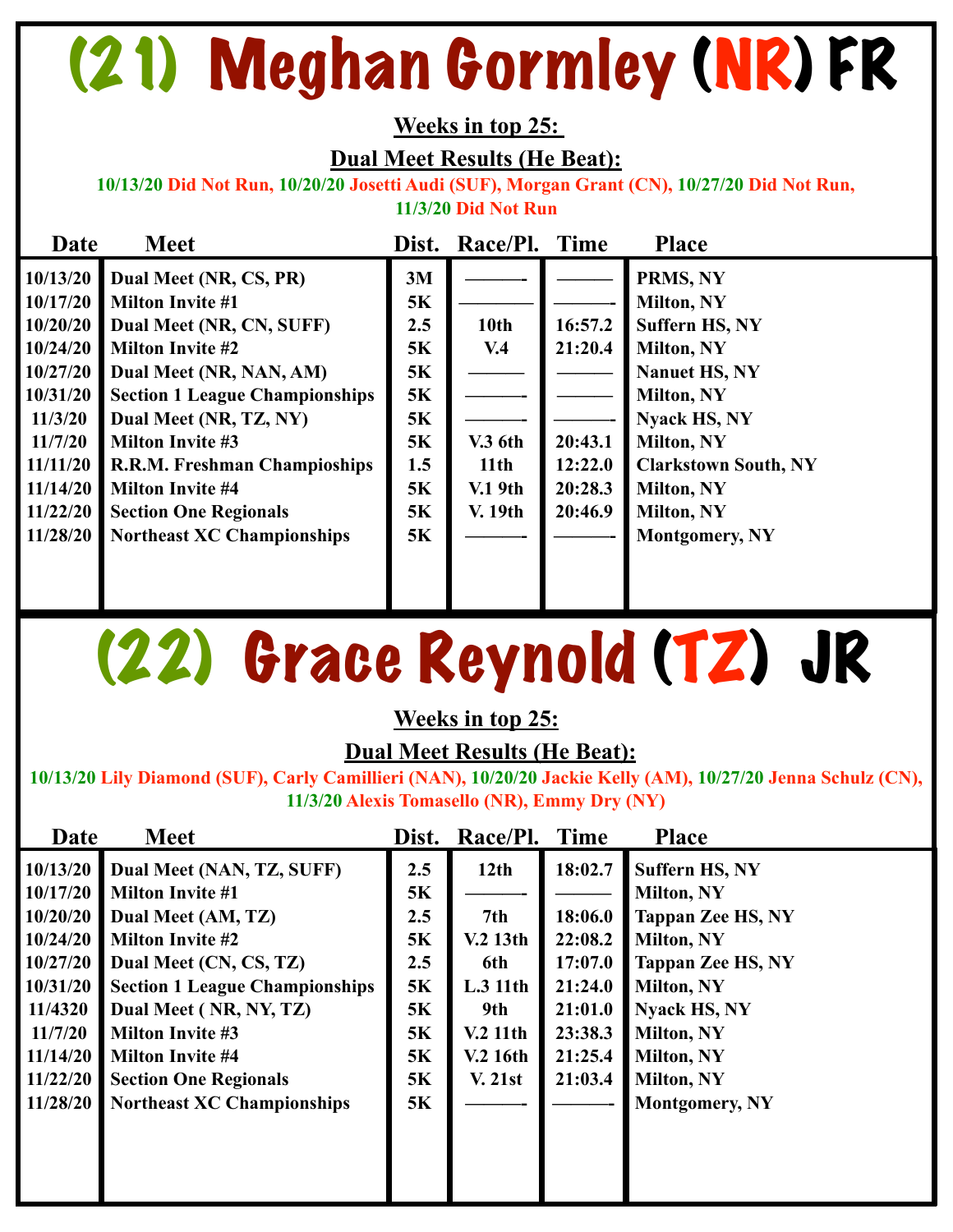# (21) Meghan Gormley (NR) FR

**Weeks in top 25:**

**Dual Meet Results (He Beat):**

**10/13/20 Did Not Run, 10/20/20 Josetti Audi (SUF), Morgan Grant (CN), 10/27/20 Did Not Run, 11/3/20 Did Not Run**

| Date | Meet | Dist. | Race/Pl. | Time | Place |
|---|---|---|---|---|---|
| 10/13/20 | Dual Meet (NR, CS, PR) | 3M | ——— | ——— | PRMS, NY |
| 10/17/20 | Milton Invite #1 | 5K | ——— | ——— | Milton, NY |
| 10/20/20 | Dual Meet (NR, CN, SUFF) | 2.5 | 10th | 16:57.2 | Suffern HS, NY |
| 10/24/20 | Milton Invite #2 | 5K | V.4 | 21:20.4 | Milton, NY |
| 10/27/20 | Dual Meet (NR, NAN, AM) | 5K | ——— | ——— | Nanuet HS, NY |
| 10/31/20 | Section 1 League Championships | 5K | ——— | ——— | Milton, NY |
| 11/3/20 | Dual Meet (NR, TZ, NY) | 5K | ——— | ——— | Nyack HS, NY |
| 11/7/20 | Milton Invite #3 | 5K | V.3 6th | 20:43.1 | Milton, NY |
| 11/11/20 | R.R.M. Freshman Champioships | 1.5 | 11th | 12:22.0 | Clarkstown South, NY |
| 11/14/20 | Milton Invite #4 | 5K | V.1 9th | 20:28.3 | Milton, NY |
| 11/22/20 | Section One Regionals | 5K | V. 19th | 20:46.9 | Milton, NY |
| 11/28/20 | Northeast XC Championships | 5K | ——— | ——— | Montgomery, NY |

# (22) Grace Reynold (TZ) JR

**Weeks in top 25:**

**Dual Meet Results (He Beat):**

**10/13/20 Lily Diamond (SUF), Carly Camillieri (NAN), 10/20/20 Jackie Kelly (AM), 10/27/20 Jenna Schulz (CN), 11/3/20 Alexis Tomasello (NR), Emmy Dry (NY)**

| Date | Meet | Dist. | Race/Pl. | Time | Place |
|---|---|---|---|---|---|
| 10/13/20 | Dual Meet (NAN, TZ, SUFF) | 2.5 | 12th | 18:02.7 | Suffern HS, NY |
| 10/17/20 | Milton Invite #1 | 5K | ——— | ——— | Milton, NY |
| 10/20/20 | Dual Meet (AM, TZ) | 2.5 | 7th | 18:06.0 | Tappan Zee HS, NY |
| 10/24/20 | Milton Invite #2 | 5K | V.2 13th | 22:08.2 | Milton, NY |
| 10/27/20 | Dual Meet (CN, CS, TZ) | 2.5 | 6th | 17:07.0 | Tappan Zee HS, NY |
| 10/31/20 | Section 1 League Championships | 5K | L.3 11th | 21:24.0 | Milton, NY |
| 11/4320 | Dual Meet ( NR, NY, TZ) | 5K | 9th | 21:01.0 | Nyack HS, NY |
| 11/7/20 | Milton Invite #3 | 5K | V.2 11th | 23:38.3 | Milton, NY |
| 11/14/20 | Milton Invite #4 | 5K | V.2 16th | 21:25.4 | Milton, NY |
| 11/22/20 | Section One Regionals | 5K | V. 21st | 21:03.4 | Milton, NY |
| 11/28/20 | Northeast XC Championships | 5K | ——— | ——— | Montgomery, NY |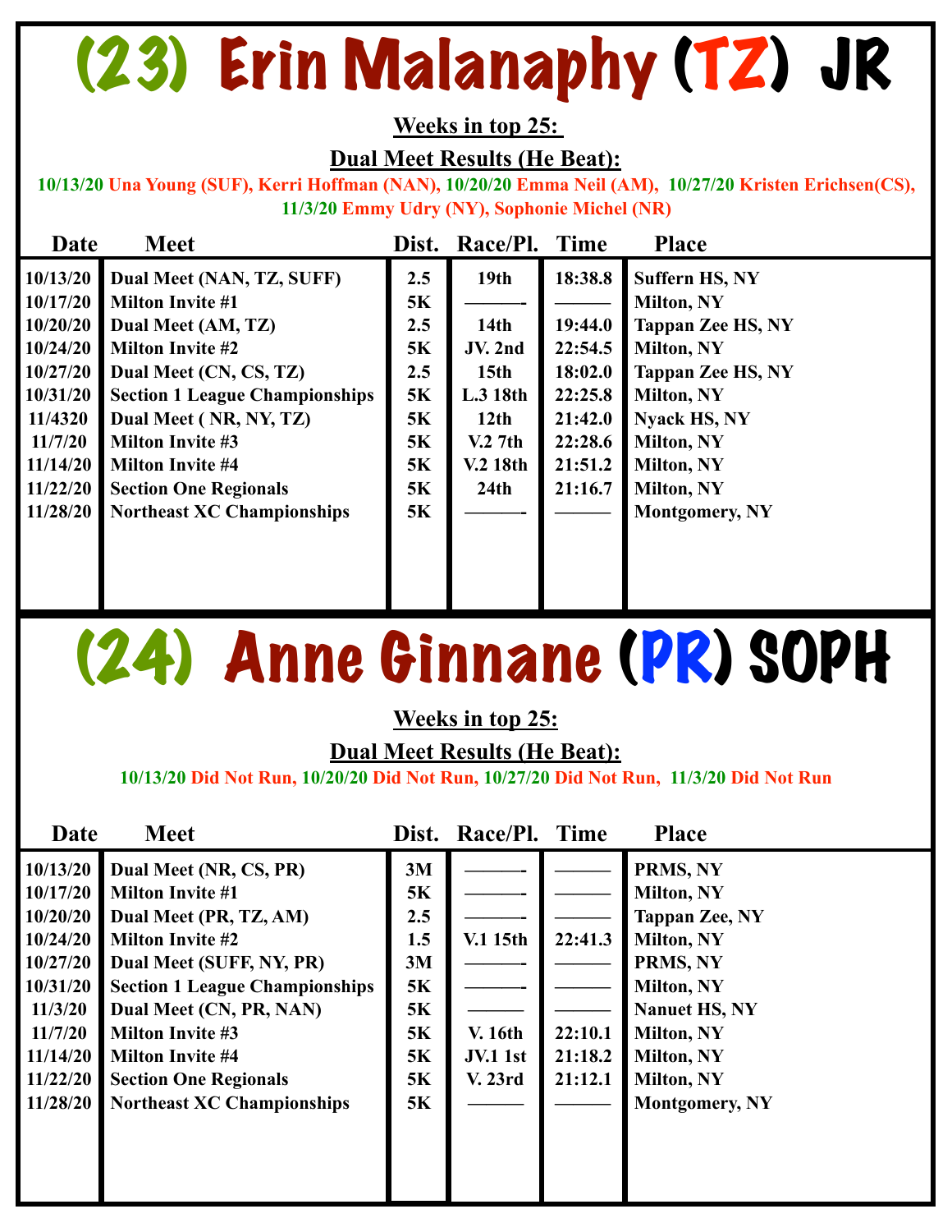# (23) Erin Malanaphy (TZ) JR

**Weeks in top 25:**

**Dual Meet Results (He Beat):**

**10/13/20 Una Young (SUF), Kerri Hoffman (NAN), 10/20/20 Emma Neil (AM), 10/27/20 Kristen Erichsen(CS), 11/3/20 Emmy Udry (NY), Sophonie Michel (NR)**

| Date | Meet | Dist. | Race/Pl. | Time | Place |
|---|---|---|---|---|---|
| 10/13/20 | Dual Meet (NAN, TZ, SUFF) | 2.5 | 19th | 18:38.8 | Suffern HS, NY |
| 10/17/20 | Milton Invite #1 | 5K | ———- | ——— | Milton, NY |
| 10/20/20 | Dual Meet (AM, TZ) | 2.5 | 14th | 19:44.0 | Tappan Zee HS, NY |
| 10/24/20 | Milton Invite #2 | 5K | JV. 2nd | 22:54.5 | Milton, NY |
| 10/27/20 | Dual Meet (CN, CS, TZ) | 2.5 | 15th | 18:02.0 | Tappan Zee HS, NY |
| 10/31/20 | Section 1 League Championships | 5K | L.3 18th | 22:25.8 | Milton, NY |
| 11/4320 | Dual Meet ( NR, NY, TZ) | 5K | 12th | 21:42.0 | Nyack HS, NY |
| 11/7/20 | Milton Invite #3 | 5K | V.2 7th | 22:28.6 | Milton, NY |
| 11/14/20 | Milton Invite #4 | 5K | V.2 18th | 21:51.2 | Milton, NY |
| 11/22/20 | Section One Regionals | 5K | 24th | 21:16.7 | Milton, NY |
| 11/28/20 | Northeast XC Championships | 5K | ———- | ——— | Montgomery, NY |

# (24) Anne Ginnane (PR) SOPH

**Weeks in top 25:**

**Dual Meet Results (He Beat):**

**10/13/20 Did Not Run, 10/20/20 Did Not Run, 10/27/20 Did Not Run, 11/3/20 Did Not Run**

| Date | Meet | Dist. | Race/Pl. | Time | Place |
|---|---|---|---|---|---|
| 10/13/20 | Dual Meet (NR, CS, PR) | 3M | ———- | ——— | PRMS, NY |
| 10/17/20 | Milton Invite #1 | 5K | ———- | ——— | Milton, NY |
| 10/20/20 | Dual Meet (PR, TZ, AM) | 2.5 | ———- | ——— | Tappan Zee, NY |
| 10/24/20 | Milton Invite #2 | 1.5 | V.1 15th | 22:41.3 | Milton, NY |
| 10/27/20 | Dual Meet (SUFF, NY, PR) | 3M | ———- | ——— | PRMS, NY |
| 10/31/20 | Section 1 League Championships | 5K | ———- | ——— | Milton, NY |
| 11/3/20 | Dual Meet (CN, PR, NAN) | 5K | ——— | ——— | Nanuet HS, NY |
| 11/7/20 | Milton Invite #3 | 5K | V. 16th | 22:10.1 | Milton, NY |
| 11/14/20 | Milton Invite #4 | 5K | JV.1 1st | 21:18.2 | Milton, NY |
| 11/22/20 | Section One Regionals | 5K | V. 23rd | 21:12.1 | Milton, NY |
| 11/28/20 | Northeast XC Championships | 5K | ——— | ——— | Montgomery, NY |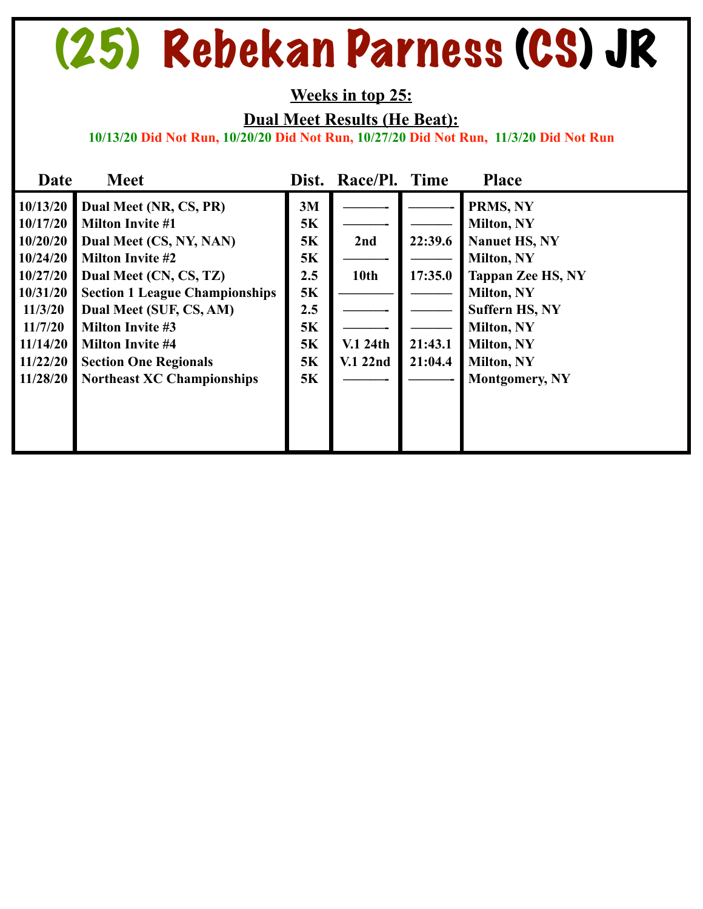# (25) Rebekan Parness (CS) JR

**Weeks in top 25:**

**Dual Meet Results (He Beat):**

**10/13/20 Did Not Run, 10/20/20 Did Not Run, 10/27/20 Did Not Run, 11/3/20 Did Not Run**

| Date | Meet | Dist. | Race/Pl. | Time | Place |
|---|---|---|---|---|---|
| 10/13/20 | Dual Meet (NR, CS, PR) | 3M | ——— | ——— | PRMS, NY |
| 10/17/20 | Milton Invite #1 | 5K | ——— | ——— | Milton, NY |
| 10/20/20 | Dual Meet (CS, NY, NAN) | 5K | 2nd | 22:39.6 | Nanuet HS, NY |
| 10/24/20 | Milton Invite #2 | 5K | ——— | ——— | Milton, NY |
| 10/27/20 | Dual Meet (CN, CS, TZ) | 2.5 | 10th | 17:35.0 | Tappan Zee HS, NY |
| 10/31/20 | Section 1 League Championships | 5K | ——— | ——— | Milton, NY |
| 11/3/20 | Dual Meet (SUF, CS, AM) | 2.5 | ——— | ——— | Suffern HS, NY |
| 11/7/20 | Milton Invite #3 | 5K | ——— | ——— | Milton, NY |
| 11/14/20 | Milton Invite #4 | 5K | V.1 24th | 21:43.1 | Milton, NY |
| 11/22/20 | Section One Regionals | 5K | V.1 22nd | 21:04.4 | Milton, NY |
| 11/28/20 | Northeast XC Championships | 5K | ——— | ——— | Montgomery, NY |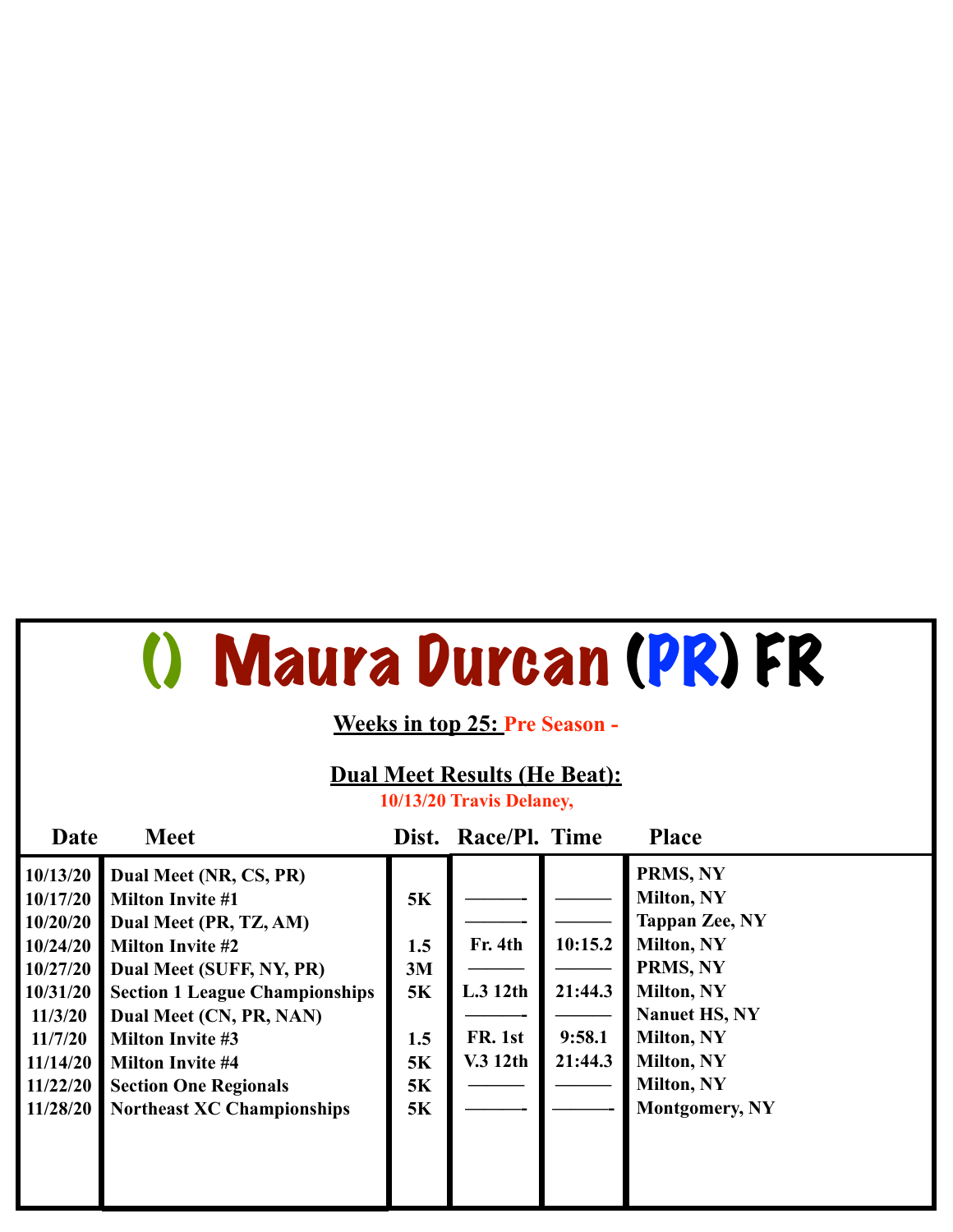# () Maura Durcan (PR) FR

**Weeks in top 25:** Pre Season -

**Dual Meet Results (He Beat):**

10/13/20 Travis Delaney,

| Date | Meet | Dist. | Race/Pl. | Time | Place |
|---|---|---|---|---|---|
| 10/13/20 | Dual Meet (NR, CS, PR) | | | | PRMS, NY |
| 10/17/20 | Milton Invite #1 | 5K | ———- | ——— | Milton, NY |
| 10/20/20 | Dual Meet (PR, TZ, AM) | | ———- | ——— | Tappan Zee, NY |
| 10/24/20 | Milton Invite #2 | 1.5 | Fr. 4th | 10:15.2 | Milton, NY |
| 10/27/20 | Dual Meet (SUFF, NY, PR) | 3M | ——— | ——— | PRMS, NY |
| 10/31/20 | Section 1 League Championships | 5K | L.3 12th | 21:44.3 | Milton, NY |
| 11/3/20 | Dual Meet (CN, PR, NAN) | | ———- | ——— | Nanuet HS, NY |
| 11/7/20 | Milton Invite #3 | 1.5 | FR. 1st | 9:58.1 | Milton, NY |
| 11/14/20 | Milton Invite #4 | 5K | V.3 12th | 21:44.3 | Milton, NY |
| 11/22/20 | Section One Regionals | 5K | ——— | ——— | Milton, NY |
| 11/28/20 | Northeast XC Championships | 5K | ———- | ———- | Montgomery, NY |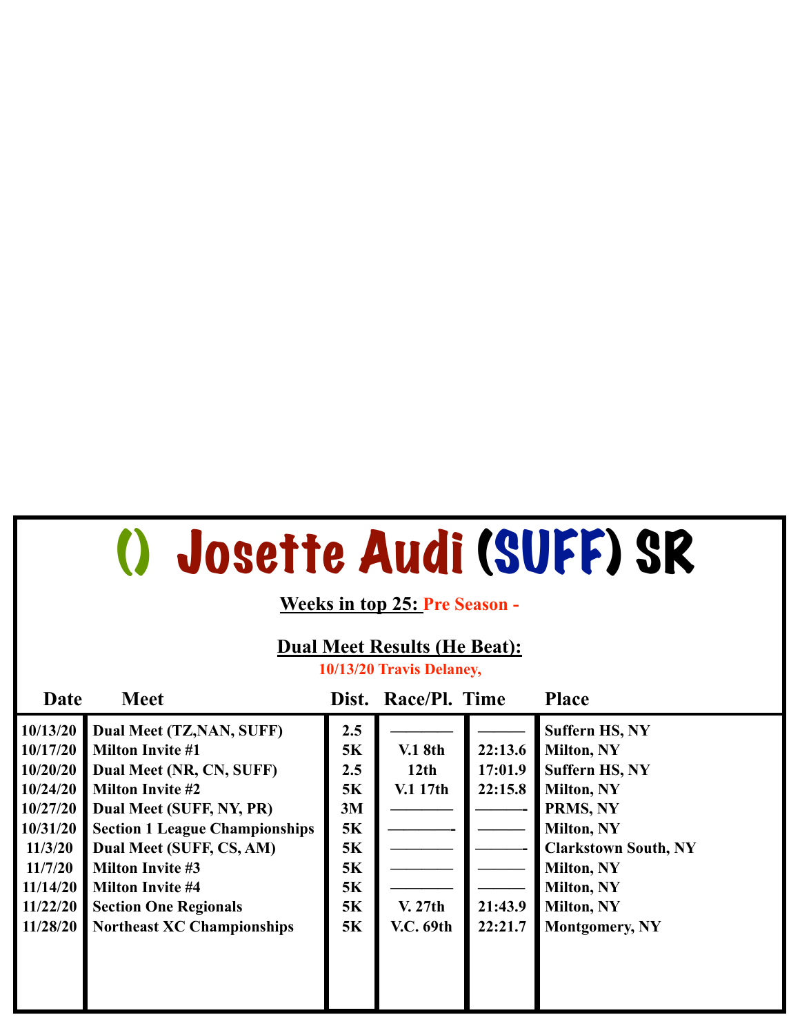# () Josette Audi (SUFF) SR

**Weeks in top 25:** Pre Season -

**Dual Meet Results (He Beat):**

10/13/20 Travis Delaney,

| Date | Meet | Dist. | Race/Pl. | Time | Place |
|---|---|---|---|---|---|
| 10/13/20 | Dual Meet (TZ,NAN, SUFF) | 2.5 | ———— | ——— | Suffern HS, NY |
| 10/17/20 | Milton Invite #1 | 5K | V.1 8th | 22:13.6 | Milton, NY |
| 10/20/20 | Dual Meet (NR, CN, SUFF) | 2.5 | 12th | 17:01.9 | Suffern HS, NY |
| 10/24/20 | Milton Invite #2 | 5K | V.1 17th | 22:15.8 | Milton, NY |
| 10/27/20 | Dual Meet (SUFF, NY, PR) | 3M | ———— | ——— | PRMS, NY |
| 10/31/20 | Section 1 League Championships | 5K | ———— | ——— | Milton, NY |
| 11/3/20 | Dual Meet (SUFF, CS, AM) | 5K | ———— | ——— | Clarkstown South, NY |
| 11/7/20 | Milton Invite #3 | 5K | ———— | ——— | Milton, NY |
| 11/14/20 | Milton Invite #4 | 5K | ———— | ——— | Milton, NY |
| 11/22/20 | Section One Regionals | 5K | V. 27th | 21:43.9 | Milton, NY |
| 11/28/20 | Northeast XC Championships | 5K | V.C. 69th | 22:21.7 | Montgomery, NY |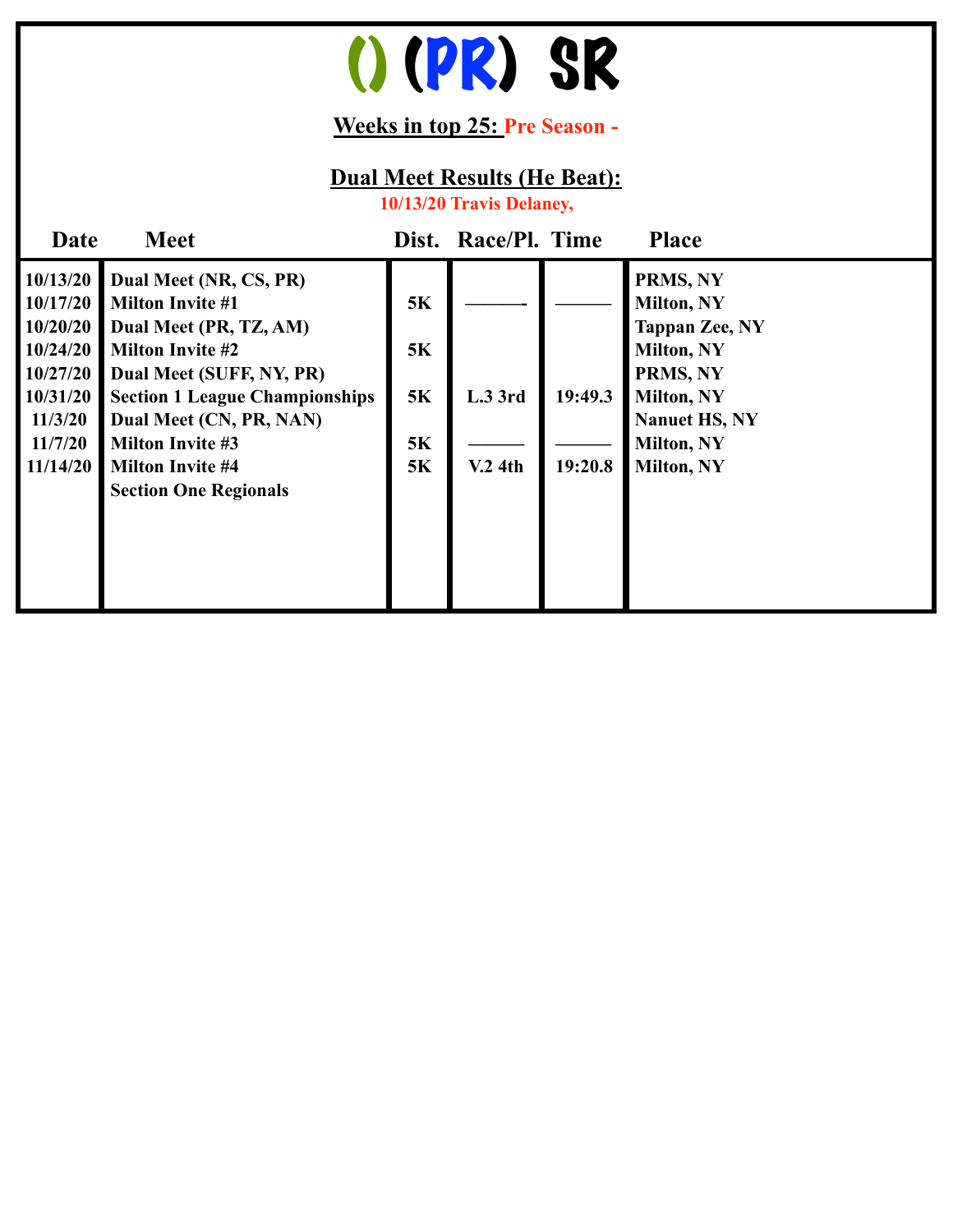# () (PR) SR

**Weeks in top 25: Pre Season -**

**Dual Meet Results (He Beat):**

**10/13/20 Travis Delaney,**

| Date | Meet | Dist. | Race/Pl. | Time | Place |
|---|---|---|---|---|---|
| 10/13/20 | Dual Meet (NR, CS, PR) | | | | PRMS, NY |
| 10/17/20 | Milton Invite #1 | 5K | ———- | ——— | Milton, NY |
| 10/20/20 | Dual Meet (PR, TZ, AM) | | | | Tappan Zee, NY |
| 10/24/20 | Milton Invite #2 | 5K | | | Milton, NY |
| 10/27/20 | Dual Meet (SUFF, NY, PR) | | | | PRMS, NY |
| 10/31/20 | Section 1 League Championships | 5K | L.3 3rd | 19:49.3 | Milton, NY |
| 11/3/20 | Dual Meet (CN, PR, NAN) | | | | Nanuet HS, NY |
| 11/7/20 | Milton Invite #3 | 5K | ——— | ——— | Milton, NY |
| 11/14/20 | Milton Invite #4 | 5K | V.2 4th | 19:20.8 | Milton, NY |
| | Section One Regionals | | | | |